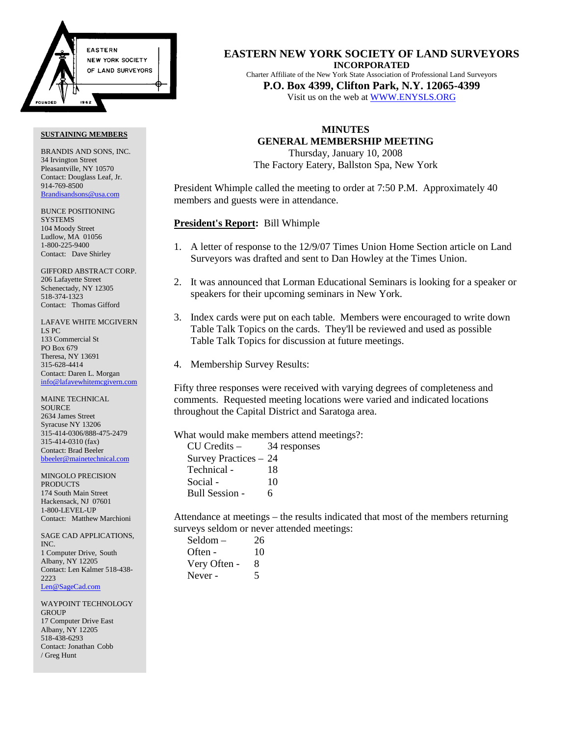# EASTERN NEW YORK SOCIETY OF LAND SURVEYORS

**INCORPORATED**

Charter Affiliate of the New York State Association of Professional Land Surveyors

**P.O. Box 4399, Clifton Park, N.Y. 12065-4399**

Visit us on the web at WWW.ENYSLS.ORG

**SUSTAINING MEMBERS**

BRANDIS AND SONS, INC.
34 Irvington Street
Pleasantville, NY 10570
Contact: Douglass Leaf, Jr.
914-769-8500
Brandisandsons@usa.com

BUNCE POSITIONING SYSTEMS
104 Moody Street
Ludlow, MA 01056
1-800-225-9400
Contact: Dave Shirley

GIFFORD ABSTRACT CORP.
206 Lafayette Street
Schenectady, NY 12305
518-374-1323
Contact: Thomas Gifford

LAFAVE WHITE MCGIVERN LS PC
133 Commercial St
PO Box 679
Theresa, NY 13691
315-628-4414
Contact: Daren L. Morgan
info@lafavewhitemcgivern.com

MAINE TECHNICAL SOURCE
2634 James Street
Syracuse NY 13206
315-414-0306/888-475-2479
315-414-0310 (fax)
Contact: Brad Beeler
bbeeler@mainetechnical.com

MINGOLO PRECISION PRODUCTS
174 South Main Street
Hackensack, NJ 07601
1-800-LEVEL-UP
Contact: Matthew Marchioni

SAGE CAD APPLICATIONS, INC.
1 Computer Drive, South
Albany, NY 12205
Contact: Len Kalmer 518-438-2223
Len@SageCad.com

WAYPOINT TECHNOLOGY GROUP
17 Computer Drive East
Albany, NY 12205
518-438-6293
Contact: Jonathan Cobb / Greg Hunt

## MINUTES
## GENERAL MEMBERSHIP MEETING

Thursday, January 10, 2008
The Factory Eatery, Ballston Spa, New York

President Whimple called the meeting to order at 7:50 P.M. Approximately 40 members and guests were in attendance.

**President's Report:** Bill Whimple

1. A letter of response to the 12/9/07 Times Union Home Section article on Land Surveyors was drafted and sent to Dan Howley at the Times Union.

2. It was announced that Lorman Educational Seminars is looking for a speaker or speakers for their upcoming seminars in New York.

3. Index cards were put on each table. Members were encouraged to write down Table Talk Topics on the cards. They'll be reviewed and used as possible Table Talk Topics for discussion at future meetings.

4. Membership Survey Results:

Fifty three responses were received with varying degrees of completeness and comments. Requested meeting locations were varied and indicated locations throughout the Capital District and Saratoga area.

What would make members attend meetings?:

| | |
|---|---|
| CU Credits – | 34 responses |
| Survey Practices – | 24 |
| Technical - | 18 |
| Social - | 10 |
| Bull Session - | 6 |

Attendance at meetings – the results indicated that most of the members returning surveys seldom or never attended meetings:

| | |
|---|---|
| Seldom – | 26 |
| Often - | 10 |
| Very Often - | 8 |
| Never - | 5 |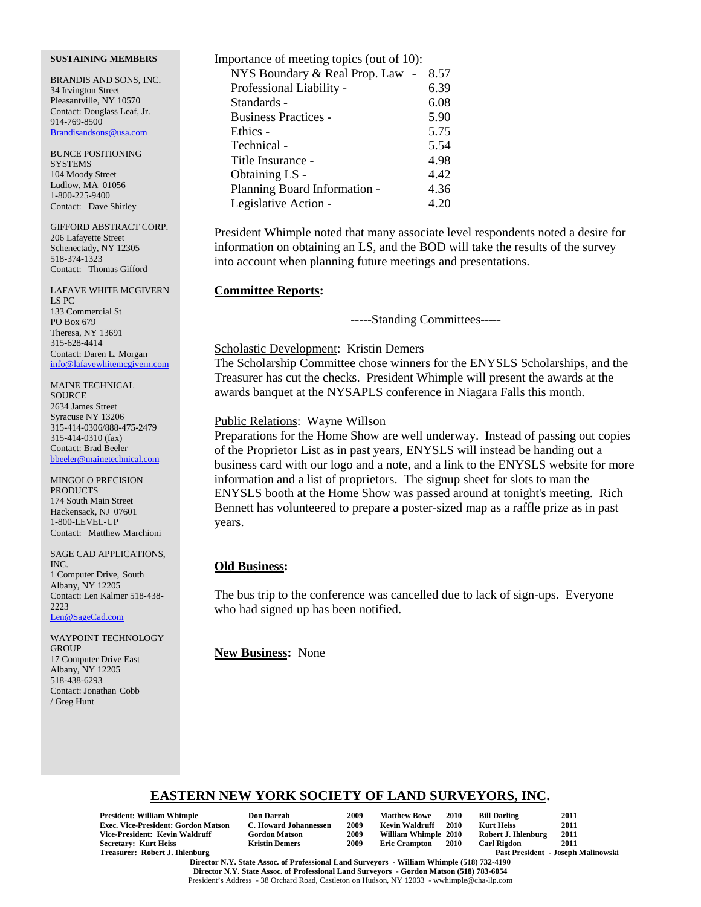Importance of meeting topics (out of 10):

| Topic | Score |
|---|---|
| NYS Boundary & Real Prop. Law - | 8.57 |
| Professional Liability - | 6.39 |
| Standards - | 6.08 |
| Business Practices - | 5.90 |
| Ethics - | 5.75 |
| Technical - | 5.54 |
| Title Insurance - | 4.98 |
| Obtaining LS - | 4.42 |
| Planning Board Information - | 4.36 |
| Legislative Action - | 4.20 |

President Whimple noted that many associate level respondents noted a desire for information on obtaining an LS, and the BOD will take the results of the survey into account when planning future meetings and presentations.

**Committee Reports:**

-----Standing Committees-----

Scholastic Development: Kristin Demers
The Scholarship Committee chose winners for the ENYSLS Scholarships, and the Treasurer has cut the checks. President Whimple will present the awards at the awards banquet at the NYSAPLS conference in Niagara Falls this month.

Public Relations: Wayne Willson
Preparations for the Home Show are well underway. Instead of passing out copies of the Proprietor List as in past years, ENYSLS will instead be handing out a business card with our logo and a note, and a link to the ENYSLS website for more information and a list of proprietors. The signup sheet for slots to man the ENYSLS booth at the Home Show was passed around at tonight's meeting. Rich Bennett has volunteered to prepare a poster-sized map as a raffle prize as in past years.

**Old Business:**

The bus trip to the conference was cancelled due to lack of sign-ups. Everyone who had signed up has been notified.

**New Business:** None

**SUSTAINING MEMBERS**

BRANDIS AND SONS, INC.
34 Irvington Street
Pleasantville, NY 10570
Contact: Douglass Leaf, Jr.
914-769-8500
Brandisandsons@usa.com

BUNCE POSITIONING SYSTEMS
104 Moody Street
Ludlow, MA 01056
1-800-225-9400
Contact: Dave Shirley

GIFFORD ABSTRACT CORP.
206 Lafayette Street
Schenectady, NY 12305
518-374-1323
Contact: Thomas Gifford

LAFAVE WHITE MCGIVERN LS PC
133 Commercial St
PO Box 679
Theresa, NY 13691
315-628-4414
Contact: Daren L. Morgan
info@lafavewhitemcgivern.com

MAINE TECHNICAL SOURCE
2634 James Street
Syracuse NY 13206
315-414-0306/888-475-2479
315-414-0310 (fax)
Contact: Brad Beeler
bbeeler@mainetechnical.com

MINGOLO PRECISION PRODUCTS
174 South Main Street
Hackensack, NJ 07601
1-800-LEVEL-UP
Contact: Matthew Marchioni

SAGE CAD APPLICATIONS, INC.
1 Computer Drive, South
Albany, NY 12205
Contact: Len Kalmer 518-438-2223
Len@SageCad.com

WAYPOINT TECHNOLOGY GROUP
17 Computer Drive East
Albany, NY 12205
518-438-6293
Contact: Jonathan Cobb / Greg Hunt

## EASTERN NEW YORK SOCIETY OF LAND SURVEYORS, INC.

| Officers | Directors | | Directors | | Directors | |
|---|---|---|---|---|---|---|
| President: William Whimple | Don Darrah | 2009 | Matthew Bowe | 2010 | Bill Darling | 2011 |
| Exec. Vice-President: Gordon Matson | C. Howard Johannessen | 2009 | Kevin Waldruff | 2010 | Kurt Heiss | 2011 |
| Vice-President: Kevin Waldruff | Gordon Matson | 2009 | William Whimple | 2010 | Robert J. Ihlenburg | 2011 |
| Secretary: Kurt Heiss | Kristin Demers | 2009 | Eric Crampton | 2010 | Carl Rigdon | 2011 |
| Treasurer: Robert J. Ihlenburg | | | | | Past President - Joseph Malinowski | |

Director N.Y. State Assoc. of Professional Land Surveyors - William Whimple (518) 732-4190
Director N.Y. State Assoc. of Professional Land Surveyors - Gordon Matson (518) 783-6054
President's Address - 38 Orchard Road, Castleton on Hudson, NY 12033 - wwhimple@cha-llp.com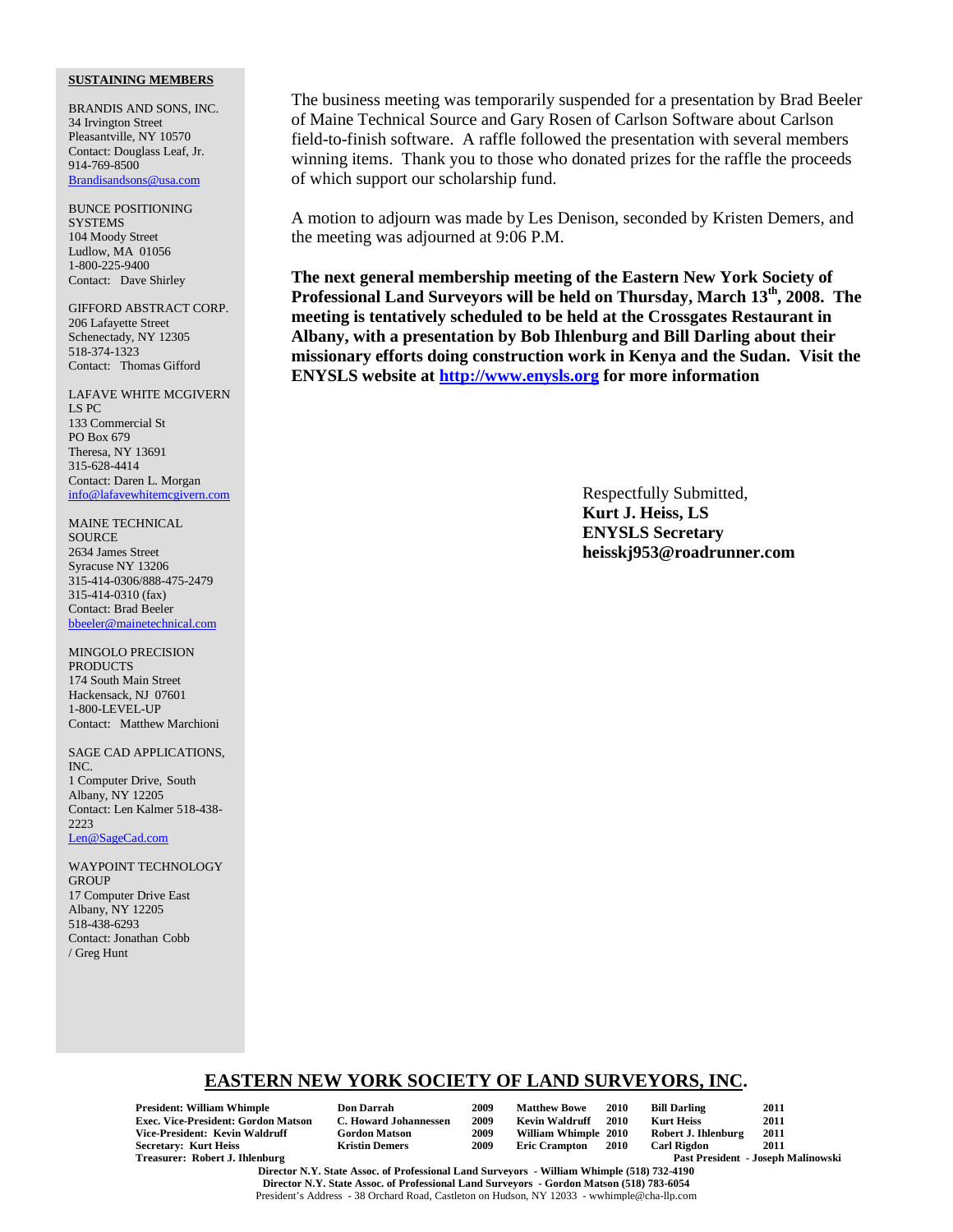**SUSTAINING MEMBERS**

BRANDIS AND SONS, INC.
34 Irvington Street
Pleasantville, NY 10570
Contact: Douglass Leaf, Jr.
914-769-8500
Brandisandsons@usa.com

BUNCE POSITIONING SYSTEMS
104 Moody Street
Ludlow, MA 01056
1-800-225-9400
Contact: Dave Shirley

GIFFORD ABSTRACT CORP.
206 Lafayette Street
Schenectady, NY 12305
518-374-1323
Contact: Thomas Gifford

LAFAVE WHITE MCGIVERN LS PC
133 Commercial St
PO Box 679
Theresa, NY 13691
315-628-4414
Contact: Daren L. Morgan
info@lafavewhitemcgivern.com

MAINE TECHNICAL SOURCE
2634 James Street
Syracuse NY 13206
315-414-0306/888-475-2479
315-414-0310 (fax)
Contact: Brad Beeler
bbeeler@mainetechnical.com

MINGOLO PRECISION PRODUCTS
174 South Main Street
Hackensack, NJ 07601
1-800-LEVEL-UP
Contact: Matthew Marchioni

SAGE CAD APPLICATIONS, INC.
1 Computer Drive, South
Albany, NY 12205
Contact: Len Kalmer 518-438-2223
Len@SageCad.com

WAYPOINT TECHNOLOGY GROUP
17 Computer Drive East
Albany, NY 12205
518-438-6293
Contact: Jonathan Cobb / Greg Hunt

The business meeting was temporarily suspended for a presentation by Brad Beeler of Maine Technical Source and Gary Rosen of Carlson Software about Carlson field-to-finish software. A raffle followed the presentation with several members winning items. Thank you to those who donated prizes for the raffle the proceeds of which support our scholarship fund.

A motion to adjourn was made by Les Denison, seconded by Kristen Demers, and the meeting was adjourned at 9:06 P.M.

**The next general membership meeting of the Eastern New York Society of Professional Land Surveyors will be held on Thursday, March 13th, 2008. The meeting is tentatively scheduled to be held at the Crossgates Restaurant in Albany, with a presentation by Bob Ihlenburg and Bill Darling about their missionary efforts doing construction work in Kenya and the Sudan. Visit the ENYSLS website at http://www.enysls.org for more information**

Respectfully Submitted,
**Kurt J. Heiss, LS**
**ENYSLS Secretary**
**heisskj953@roadrunner.com**

## EASTERN NEW YORK SOCIETY OF LAND SURVEYORS, INC.

| | | | | | | | |
|---|---|---|---|---|---|---|---|
| **President: William Whimple** | **Don Darrah** | **2009** | **Matthew Bowe** | **2010** | **Bill Darling** | **2011** |
| **Exec. Vice-President: Gordon Matson** | **C. Howard Johannessen** | **2009** | **Kevin Waldruff** | **2010** | **Kurt Heiss** | **2011** |
| **Vice-President: Kevin Waldruff** | **Gordon Matson** | **2009** | **William Whimple** | **2010** | **Robert J. Ihlenburg** | **2011** |
| **Secretary: Kurt Heiss** | **Kristin Demers** | **2009** | **Eric Crampton** | **2010** | **Carl Rigdon** | **2011** |
| **Treasurer: Robert J. Ihlenburg** | | | | | **Past President - Joseph Malinowski** | |

**Director N.Y. State Assoc. of Professional Land Surveyors - William Whimple (518) 732-4190**
**Director N.Y. State Assoc. of Professional Land Surveyors - Gordon Matson (518) 783-6054**
President's Address - 38 Orchard Road, Castleton on Hudson, NY 12033 - wwhimple@cha-llp.com